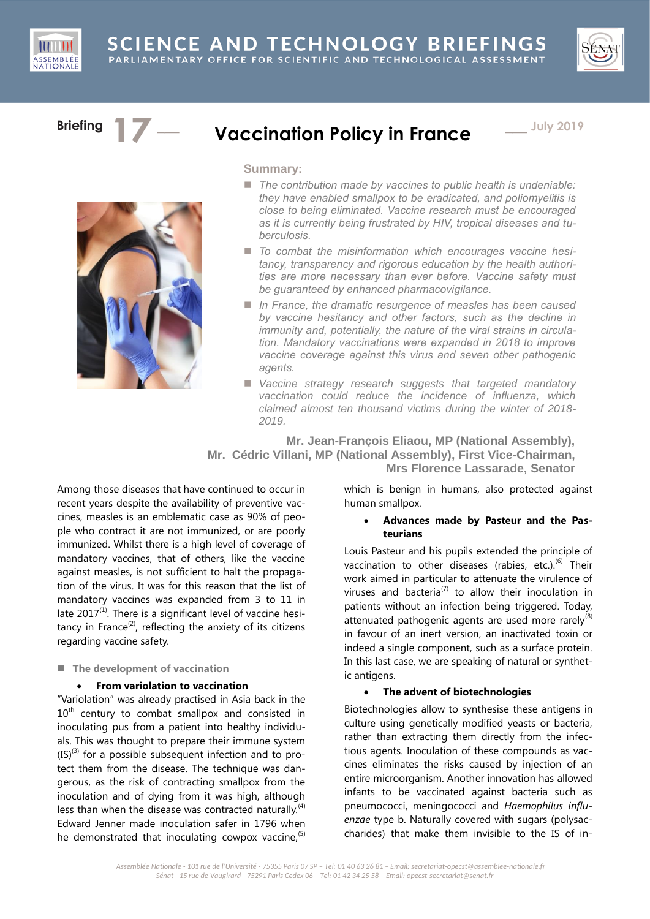# SCIENCE AND TECHNOLOGY BRIEFINGS

PARLIAMENTARY OFFICE FOR SCIENTIFIC AND TECHNOLOGICAL ASSESSMENT

Briefing 17 — July 2019

## Vaccination Policy in France

**Summary:**

- *The contribution made by vaccines to public health is undeniable: they have enabled smallpox to be eradicated, and poliomyelitis is close to being eliminated. Vaccine research must be encouraged as it is currently being frustrated by HIV, tropical diseases and tuberculosis.*
- *To combat the misinformation which encourages vaccine hesitancy, transparency and rigorous education by the health authorities are more necessary than ever before. Vaccine safety must be guaranteed by enhanced pharmacovigilance.*
- *In France, the dramatic resurgence of measles has been caused by vaccine hesitancy and other factors, such as the decline in immunity and, potentially, the nature of the viral strains in circulation. Mandatory vaccinations were expanded in 2018 to improve vaccine coverage against this virus and seven other pathogenic agents.*
- *Vaccine strategy research suggests that targeted mandatory vaccination could reduce the incidence of influenza, which claimed almost ten thousand victims during the winter of 2018-2019.*

**Mr. Jean-François Eliaou, MP (National Assembly), Mr. Cédric Villani, MP (National Assembly), First Vice-Chairman, Mrs Florence Lassarade, Senator**

Among those diseases that have continued to occur in recent years despite the availability of preventive vaccines, measles is an emblematic case as 90% of people who contract it are not immunized, or are poorly immunized. Whilst there is a high level of coverage of mandatory vaccines, that of others, like the vaccine against measles, is not sufficient to halt the propagation of the virus. It was for this reason that the list of mandatory vaccines was expanded from 3 to 11 in late 2017[1]. There is a significant level of vaccine hesitancy in France[2], reflecting the anxiety of its citizens regarding vaccine safety.

### The development of vaccination

- **From variolation to vaccination**

"Variolation" was already practised in Asia back in the 10th century to combat smallpox and consisted in inoculating pus from a patient into healthy individuals. This was thought to prepare their immune system (IS)[3] for a possible subsequent infection and to protect them from the disease. The technique was dangerous, as the risk of contracting smallpox from the inoculation and of dying from it was high, although less than when the disease was contracted naturally.[4] Edward Jenner made inoculation safer in 1796 when he demonstrated that inoculating cowpox vaccine,[5] which is benign in humans, also protected against human smallpox.

- **Advances made by Pasteur and the Pasteurians**

Louis Pasteur and his pupils extended the principle of vaccination to other diseases (rabies, etc.).[6] Their work aimed in particular to attenuate the virulence of viruses and bacteria[7] to allow their inoculation in patients without an infection being triggered. Today, attenuated pathogenic agents are used more rarely[8] in favour of an inert version, an inactivated toxin or indeed a single component, such as a surface protein. In this last case, we are speaking of natural or synthetic antigens.

- **The advent of biotechnologies**

Biotechnologies allow to synthesise these antigens in culture using genetically modified yeasts or bacteria, rather than extracting them directly from the infectious agents. Inoculation of these compounds as vaccines eliminates the risks caused by injection of an entire microorganism. Another innovation has allowed infants to be vaccinated against bacteria such as pneumococci, meningococci and *Haemophilus influenzae* type b. Naturally covered with sugars (polysaccharides) that make them invisible to the IS of in-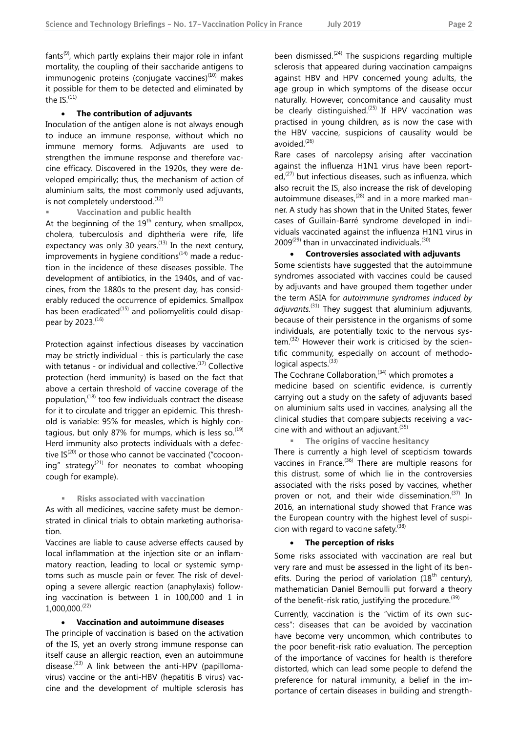fants[9], which partly explains their major role in infant mortality, the coupling of their saccharide antigens to immunogenic proteins (conjugate vaccines)[10] makes it possible for them to be detected and eliminated by the IS.[11]

- **The contribution of adjuvants**

Inoculation of the antigen alone is not always enough to induce an immune response, without which no immune memory forms. Adjuvants are used to strengthen the immune response and therefore vaccine efficacy. Discovered in the 1920s, they were developed empirically; thus, the mechanism of action of aluminium salts, the most commonly used adjuvants, is not completely understood.[12]

## Vaccination and public health

At the beginning of the 19th century, when smallpox, cholera, tuberculosis and diphtheria were rife, life expectancy was only 30 years.[13] In the next century, improvements in hygiene conditions[14] made a reduction in the incidence of these diseases possible. The development of antibiotics, in the 1940s, and of vaccines, from the 1880s to the present day, has considerably reduced the occurrence of epidemics. Smallpox has been eradicated[15] and poliomyelitis could disappear by 2023.[16]

Protection against infectious diseases by vaccination may be strictly individual - this is particularly the case with tetanus - or individual and collective.[17] Collective protection (herd immunity) is based on the fact that above a certain threshold of vaccine coverage of the population,[18] too few individuals contract the disease for it to circulate and trigger an epidemic. This threshold is variable: 95% for measles, which is highly contagious, but only 87% for mumps, which is less so.[19] Herd immunity also protects individuals with a defective IS[20] or those who cannot be vaccinated ("cocooning" strategy[21] for neonates to combat whooping cough for example).

## Risks associated with vaccination

As with all medicines, vaccine safety must be demonstrated in clinical trials to obtain marketing authorisation.

Vaccines are liable to cause adverse effects caused by local inflammation at the injection site or an inflammatory reaction, leading to local or systemic symptoms such as muscle pain or fever. The risk of developing a severe allergic reaction (anaphylaxis) following vaccination is between 1 in 100,000 and 1 in 1,000,000.[22]

- **Vaccination and autoimmune diseases**

The principle of vaccination is based on the activation of the IS, yet an overly strong immune response can itself cause an allergic reaction, even an autoimmune disease.[23] A link between the anti-HPV (papillomavirus) vaccine or the anti-HBV (hepatitis B virus) vaccine and the development of multiple sclerosis has been dismissed.[24] The suspicions regarding multiple sclerosis that appeared during vaccination campaigns against HBV and HPV concerned young adults, the age group in which symptoms of the disease occur naturally. However, concomitance and causality must be clearly distinguished.[25] If HPV vaccination was practised in young children, as is now the case with the HBV vaccine, suspicions of causality would be avoided.[26]

Rare cases of narcolepsy arising after vaccination against the influenza H1N1 virus have been reported,[27] but infectious diseases, such as influenza, which also recruit the IS, also increase the risk of developing autoimmune diseases,[28] and in a more marked manner. A study has shown that in the United States, fewer cases of Guillain-Barré syndrome developed in individuals vaccinated against the influenza H1N1 virus in 2009[29] than in unvaccinated individuals.[30]

- **Controversies associated with adjuvants**

Some scientists have suggested that the autoimmune syndromes associated with vaccines could be caused by adjuvants and have grouped them together under the term ASIA for *autoimmune syndromes induced by adjuvants.*[31] They suggest that aluminium adjuvants, because of their persistence in the organisms of some individuals, are potentially toxic to the nervous system.[32] However their work is criticised by the scientific community, especially on account of methodological aspects.[33]

The Cochrane Collaboration,[34] which promotes a medicine based on scientific evidence, is currently carrying out a study on the safety of adjuvants based on aluminium salts used in vaccines, analysing all the clinical studies that compare subjects receiving a vaccine with and without an adjuvant.[35]

## The origins of vaccine hesitancy

There is currently a high level of scepticism towards vaccines in France.[36] There are multiple reasons for this distrust, some of which lie in the controversies associated with the risks posed by vaccines, whether proven or not, and their wide dissemination.[37] In 2016, an international study showed that France was the European country with the highest level of suspicion with regard to vaccine safety.[38]

- **The perception of risks**

Some risks associated with vaccination are real but very rare and must be assessed in the light of its benefits. During the period of variolation (18th century), mathematician Daniel Bernoulli put forward a theory of the benefit-risk ratio, justifying the procedure.[39]

Currently, vaccination is the "victim of its own success": diseases that can be avoided by vaccination have become very uncommon, which contributes to the poor benefit-risk ratio evaluation. The perception of the importance of vaccines for health is therefore distorted, which can lead some people to defend the preference for natural immunity, a belief in the importance of certain diseases in building and strength-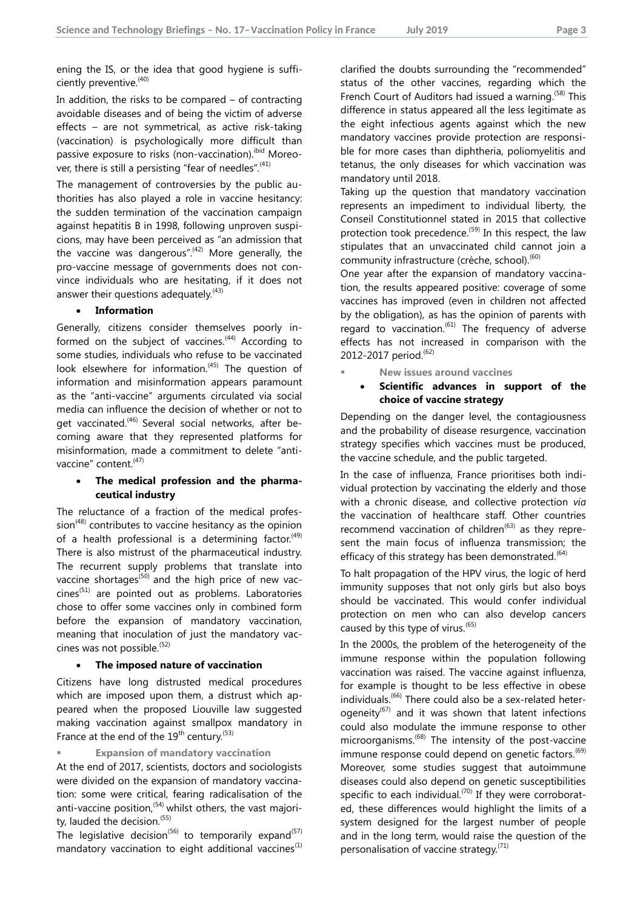ening the IS, or the idea that good hygiene is sufficiently preventive.[40]

In addition, the risks to be compared – of contracting avoidable diseases and of being the victim of adverse effects – are not symmetrical, as active risk-taking (vaccination) is psychologically more difficult than passive exposure to risks (non-vaccination).[ibid] Moreover, there is still a persisting "fear of needles".[41]

The management of controversies by the public authorities has also played a role in vaccine hesitancy: the sudden termination of the vaccination campaign against hepatitis B in 1998, following unproven suspicions, may have been perceived as "an admission that the vaccine was dangerous".[42] More generally, the pro-vaccine message of governments does not convince individuals who are hesitating, if it does not answer their questions adequately.[43]

- **Information**

Generally, citizens consider themselves poorly informed on the subject of vaccines.[44] According to some studies, individuals who refuse to be vaccinated look elsewhere for information.[45] The question of information and misinformation appears paramount as the "anti-vaccine" arguments circulated via social media can influence the decision of whether or not to get vaccinated.[46] Several social networks, after becoming aware that they represented platforms for misinformation, made a commitment to delete "anti-vaccine" content.[47]

- **The medical profession and the pharmaceutical industry**

The reluctance of a fraction of the medical profession[48] contributes to vaccine hesitancy as the opinion of a health professional is a determining factor.[49] There is also mistrust of the pharmaceutical industry. The recurrent supply problems that translate into vaccine shortages[50] and the high price of new vaccines[51] are pointed out as problems. Laboratories chose to offer some vaccines only in combined form before the expansion of mandatory vaccination, meaning that inoculation of just the mandatory vaccines was not possible.[52]

- **The imposed nature of vaccination**

Citizens have long distrusted medical procedures which are imposed upon them, a distrust which appeared when the proposed Liouville law suggested making vaccination against smallpox mandatory in France at the end of the 19th century.[53]

### Expansion of mandatory vaccination

At the end of 2017, scientists, doctors and sociologists were divided on the expansion of mandatory vaccination: some were critical, fearing radicalisation of the anti-vaccine position,[54] whilst others, the vast majority, lauded the decision.[55]

The legislative decision[56] to temporarily expand[57] mandatory vaccination to eight additional vaccines[1] clarified the doubts surrounding the "recommended" status of the other vaccines, regarding which the French Court of Auditors had issued a warning.[58] This difference in status appeared all the less legitimate as the eight infectious agents against which the new mandatory vaccines provide protection are responsible for more cases than diphtheria, poliomyelitis and tetanus, the only diseases for which vaccination was mandatory until 2018.

Taking up the question that mandatory vaccination represents an impediment to individual liberty, the Conseil Constitutionnel stated in 2015 that collective protection took precedence.[59] In this respect, the law stipulates that an unvaccinated child cannot join a community infrastructure (crèche, school).[60]

One year after the expansion of mandatory vaccination, the results appeared positive: coverage of some vaccines has improved (even in children not affected by the obligation), as has the opinion of parents with regard to vaccination.[61] The frequency of adverse effects has not increased in comparison with the 2012-2017 period.[62]

### New issues around vaccines

- **Scientific advances in support of the choice of vaccine strategy**

Depending on the danger level, the contagiousness and the probability of disease resurgence, vaccination strategy specifies which vaccines must be produced, the vaccine schedule, and the public targeted.

In the case of influenza, France prioritises both individual protection by vaccinating the elderly and those with a chronic disease, and collective protection *via* the vaccination of healthcare staff. Other countries recommend vaccination of children[63] as they represent the main focus of influenza transmission; the efficacy of this strategy has been demonstrated.[64]

To halt propagation of the HPV virus, the logic of herd immunity supposes that not only girls but also boys should be vaccinated. This would confer individual protection on men who can also develop cancers caused by this type of virus.[65]

In the 2000s, the problem of the heterogeneity of the immune response within the population following vaccination was raised. The vaccine against influenza, for example is thought to be less effective in obese individuals.[66] There could also be a sex-related heterogeneity[67] and it was shown that latent infections could also modulate the immune response to other microorganisms.[68] The intensity of the post-vaccine immune response could depend on genetic factors.[69] Moreover, some studies suggest that autoimmune diseases could also depend on genetic susceptibilities specific to each individual.[70] If they were corroborated, these differences would highlight the limits of a system designed for the largest number of people and in the long term, would raise the question of the personalisation of vaccine strategy.[71]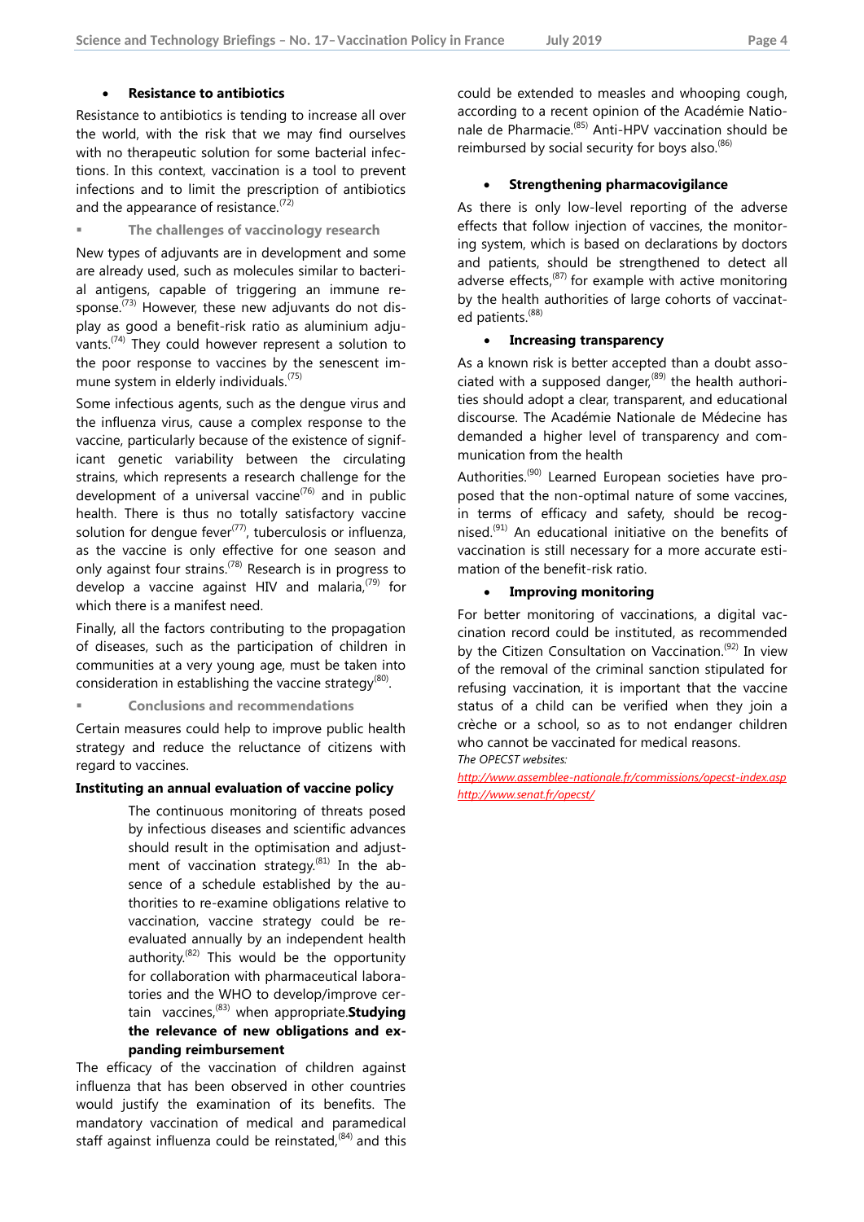- **Resistance to antibiotics**

Resistance to antibiotics is tending to increase all over the world, with the risk that we may find ourselves with no therapeutic solution for some bacterial infections. In this context, vaccination is a tool to prevent infections and to limit the prescription of antibiotics and the appearance of resistance.[72]

### The challenges of vaccinology research

New types of adjuvants are in development and some are already used, such as molecules similar to bacterial antigens, capable of triggering an immune response.[73] However, these new adjuvants do not display as good a benefit-risk ratio as aluminium adjuvants.[74] They could however represent a solution to the poor response to vaccines by the senescent immune system in elderly individuals.[75]

Some infectious agents, such as the dengue virus and the influenza virus, cause a complex response to the vaccine, particularly because of the existence of significant genetic variability between the circulating strains, which represents a research challenge for the development of a universal vaccine[76] and in public health. There is thus no totally satisfactory vaccine solution for dengue fever[77], tuberculosis or influenza, as the vaccine is only effective for one season and only against four strains.[78] Research is in progress to develop a vaccine against HIV and malaria,[79] for which there is a manifest need.

Finally, all the factors contributing to the propagation of diseases, such as the participation of children in communities at a very young age, must be taken into consideration in establishing the vaccine strategy[80].

### Conclusions and recommendations

Certain measures could help to improve public health strategy and reduce the reluctance of citizens with regard to vaccines.

**Instituting an annual evaluation of vaccine policy**

The continuous monitoring of threats posed by infectious diseases and scientific advances should result in the optimisation and adjustment of vaccination strategy.[81] In the absence of a schedule established by the authorities to re-examine obligations relative to vaccination, vaccine strategy could be re-evaluated annually by an independent health authority.[82] This would be the opportunity for collaboration with pharmaceutical laboratories and the WHO to develop/improve certain vaccines,[83] when appropriate.

**Studying the relevance of new obligations and expanding reimbursement**

The efficacy of the vaccination of children against influenza that has been observed in other countries would justify the examination of its benefits. The mandatory vaccination of medical and paramedical staff against influenza could be reinstated,[84] and this could be extended to measles and whooping cough, according to a recent opinion of the Académie Nationale de Pharmacie.[85] Anti-HPV vaccination should be reimbursed by social security for boys also.[86]

- **Strengthening pharmacovigilance**

As there is only low-level reporting of the adverse effects that follow injection of vaccines, the monitoring system, which is based on declarations by doctors and patients, should be strengthened to detect all adverse effects,[87] for example with active monitoring by the health authorities of large cohorts of vaccinated patients.[88]

- **Increasing transparency**

As a known risk is better accepted than a doubt associated with a supposed danger,[89] the health authorities should adopt a clear, transparent, and educational discourse. The Académie Nationale de Médecine has demanded a higher level of transparency and communication from the health Authorities.[90] Learned European societies have proposed that the non-optimal nature of some vaccines, in terms of efficacy and safety, should be recognised.[91] An educational initiative on the benefits of vaccination is still necessary for a more accurate estimation of the benefit-risk ratio.

- **Improving monitoring**

For better monitoring of vaccinations, a digital vaccination record could be instituted, as recommended by the Citizen Consultation on Vaccination.[92] In view of the removal of the criminal sanction stipulated for refusing vaccination, it is important that the vaccine status of a child can be verified when they join a crèche or a school, so as to not endanger children who cannot be vaccinated for medical reasons.

*The OPECST websites:*

http://www.assemblee-nationale.fr/commissions/opecst-index.asp
http://www.senat.fr/opecst/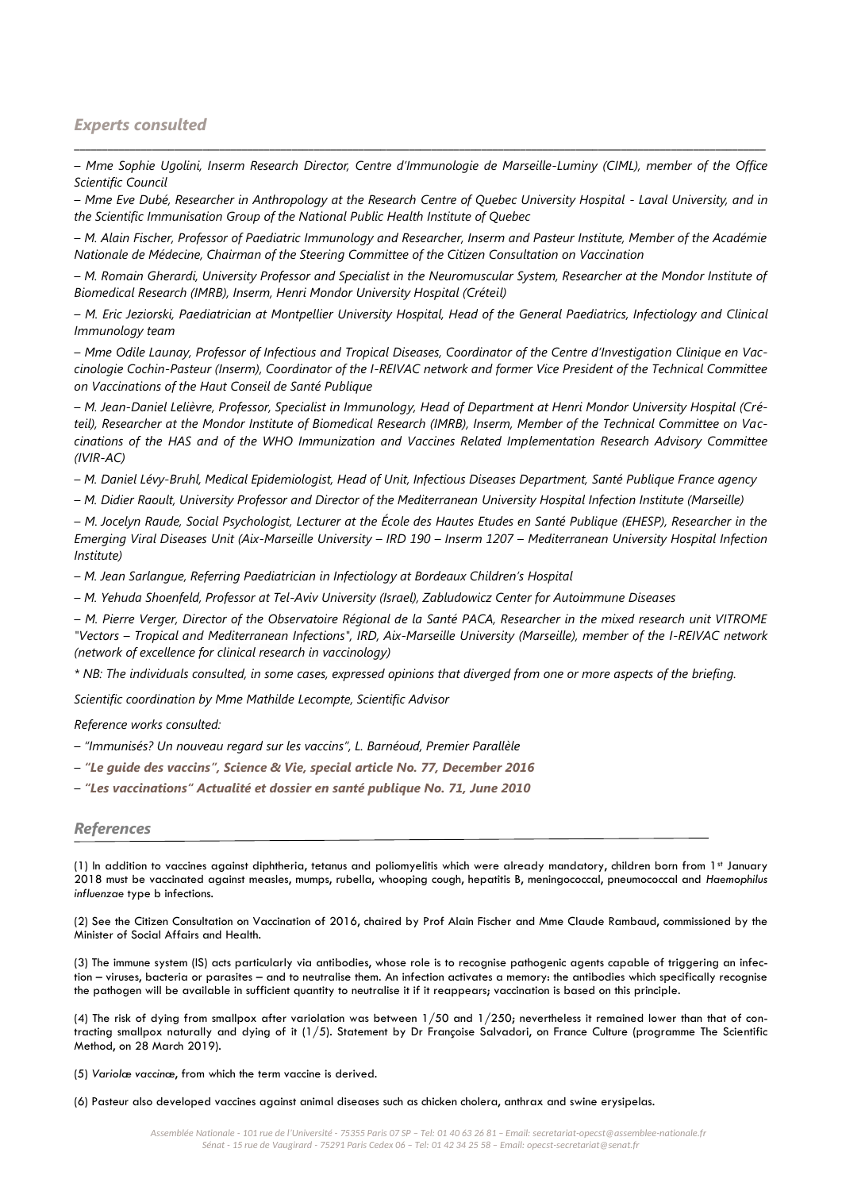## *Experts consulted*

*– Mme Sophie Ugolini, Inserm Research Director, Centre d'Immunologie de Marseille-Luminy (CIML), member of the Office Scientific Council*

*– Mme Eve Dubé, Researcher in Anthropology at the Research Centre of Quebec University Hospital - Laval University, and in the Scientific Immunisation Group of the National Public Health Institute of Quebec*

*– M. Alain Fischer, Professor of Paediatric Immunology and Researcher, Inserm and Pasteur Institute, Member of the Académie Nationale de Médecine, Chairman of the Steering Committee of the Citizen Consultation on Vaccination*

*– M. Romain Gherardi, University Professor and Specialist in the Neuromuscular System, Researcher at the Mondor Institute of Biomedical Research (IMRB), Inserm, Henri Mondor University Hospital (Créteil)*

*– M. Eric Jeziorski, Paediatrician at Montpellier University Hospital, Head of the General Paediatrics, Infectiology and Clinical Immunology team*

*– Mme Odile Launay, Professor of Infectious and Tropical Diseases, Coordinator of the Centre d'Investigation Clinique en Vaccinologie Cochin-Pasteur (Inserm), Coordinator of the I-REIVAC network and former Vice President of the Technical Committee on Vaccinations of the Haut Conseil de Santé Publique*

*– M. Jean-Daniel Lelièvre, Professor, Specialist in Immunology, Head of Department at Henri Mondor University Hospital (Créteil), Researcher at the Mondor Institute of Biomedical Research (IMRB), Inserm, Member of the Technical Committee on Vaccinations of the HAS and of the WHO Immunization and Vaccines Related Implementation Research Advisory Committee (IVIR-AC)*

*– M. Daniel Lévy-Bruhl, Medical Epidemiologist, Head of Unit, Infectious Diseases Department, Santé Publique France agency*

*– M. Didier Raoult, University Professor and Director of the Mediterranean University Hospital Infection Institute (Marseille)*

*– M. Jocelyn Raude, Social Psychologist, Lecturer at the École des Hautes Etudes en Santé Publique (EHESP), Researcher in the Emerging Viral Diseases Unit (Aix-Marseille University – IRD 190 – Inserm 1207 – Mediterranean University Hospital Infection Institute)*

*– M. Jean Sarlangue, Referring Paediatrician in Infectiology at Bordeaux Children's Hospital*

*– M. Yehuda Shoenfeld, Professor at Tel-Aviv University (Israel), Zabludowicz Center for Autoimmune Diseases*

*– M. Pierre Verger, Director of the Observatoire Régional de la Santé PACA, Researcher in the mixed research unit VITROME "Vectors – Tropical and Mediterranean Infections", IRD, Aix-Marseille University (Marseille), member of the I-REIVAC network (network of excellence for clinical research in vaccinology)*

*\* NB: The individuals consulted, in some cases, expressed opinions that diverged from one or more aspects of the briefing.*

*Scientific coordination by Mme Mathilde Lecompte, Scientific Advisor*

*Reference works consulted:*

*– "Immunisés? Un nouveau regard sur les vaccins", L. Barnéoud, Premier Parallèle*

*– "**Le guide des vaccins", Science & Vie, special article No. 77, December 2016***

*– "**Les vaccinations" Actualité et dossier en santé publique No. 71, June 2010***

## *References*

(1) In addition to vaccines against diphtheria, tetanus and poliomyelitis which were already mandatory, children born from 1st January 2018 must be vaccinated against measles, mumps, rubella, whooping cough, hepatitis B, meningococcal, pneumococcal and *Haemophilus influenzae* type b infections.

(2) See the Citizen Consultation on Vaccination of 2016, chaired by Prof Alain Fischer and Mme Claude Rambaud, commissioned by the Minister of Social Affairs and Health.

(3) The immune system (IS) acts particularly via antibodies, whose role is to recognise pathogenic agents capable of triggering an infection – viruses, bacteria or parasites – and to neutralise them. An infection activates a memory: the antibodies which specifically recognise the pathogen will be available in sufficient quantity to neutralise it if it reappears; vaccination is based on this principle.

(4) The risk of dying from smallpox after variolation was between 1/50 and 1/250; nevertheless it remained lower than that of contracting smallpox naturally and dying of it (1/5). Statement by Dr Françoise Salvadori, on France Culture (programme The Scientific Method, on 28 March 2019).

(5) *Variolæ vaccinæ*, from which the term vaccine is derived.

(6) Pasteur also developed vaccines against animal diseases such as chicken cholera, anthrax and swine erysipelas.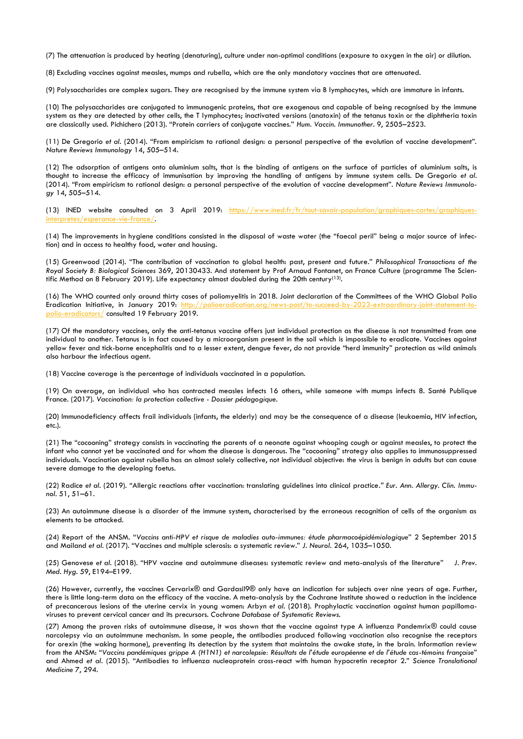(7) The attenuation is produced by heating (denaturing), culture under non-optimal conditions (exposure to oxygen in the air) or dilution.

(8) Excluding vaccines against measles, mumps and rubella, which are the only mandatory vaccines that are attenuated.

(9) Polysaccharides are complex sugars. They are recognised by the immune system via B lymphocytes, which are immature in infants.

(10) The polysaccharides are conjugated to immunogenic proteins, that are exogenous and capable of being recognised by the immune system as they are detected by other cells, the T lymphocytes; inactivated versions (anatoxin) of the tetanus toxin or the diphtheria toxin are classically used. Pichichero (2013). "Protein carriers of conjugate vaccines." *Hum. Vaccin. Immunother.* 9, 2505–2523.

(11) De Gregorio *et al.* (2014). "From empiricism to rational design: a personal perspective of the evolution of vaccine development". *Nature Reviews Immunology* 14, 505–514.

(12) The adsorption of antigens onto aluminium salts, that is the binding of antigens on the surface of particles of aluminium salts, is thought to increase the efficacy of immunisation by improving the handling of antigens by immune system cells. De Gregorio *et al.* (2014). "From empiricism to rational design: a personal perspective of the evolution of vaccine development". *Nature Reviews Immunology* 14, 505–514.

(13) INED website consulted on 3 April 2019: https://www.ined.fr/fr/tout-savoir-population/graphiques-cartes/graphiques-interpretes/esperance-vie-france/.

(14) The improvements in hygiene conditions consisted in the disposal of waste water (the "faecal peril" being a major source of infection) and in access to healthy food, water and housing.

(15) Greenwood (2014). "The contribution of vaccination to global health: past, present and future." *Philosophical Transactions of the Royal Society B: Biological Sciences* 369, 20130433. And statement by Prof Arnaud Fontanet, on France Culture (programme The Scientific Method on 8 February 2019). Life expectancy almost doubled during the 20th century[13].

(16) The WHO counted only around thirty cases of poliomyelitis in 2018. Joint declaration of the Committees of the WHO Global Polio Eradication Initiative, in January 2019: http://polioeradication.org/news-post/to-succeed-by-2023-extraordinary-joint-statement-to-polio-eradicators/ consulted 19 February 2019.

(17) Of the mandatory vaccines, only the anti-tetanus vaccine offers just individual protection as the disease is not transmitted from one individual to another. Tetanus is in fact caused by a microorganism present in the soil which is impossible to eradicate. Vaccines against yellow fever and tick-borne encephalitis and to a lesser extent, dengue fever, do not provide "herd immunity" protection as wild animals also harbour the infectious agent.

(18) Vaccine coverage is the percentage of individuals vaccinated in a population.

(19) On average, an individual who has contracted measles infects 16 others, while someone with mumps infects 8. Santé Publique France. (2017). *Vaccination: la protection collective - Dossier pédagogique.*

(20) Immunodeficiency affects frail individuals (infants, the elderly) and may be the consequence of a disease (leukaemia, HIV infection, etc.).

(21) The "cocooning" strategy consists in vaccinating the parents of a neonate against whooping cough or against measles, to protect the infant who cannot yet be vaccinated and for whom the disease is dangerous. The "cocooning" strategy also applies to immunosuppressed individuals. Vaccination against rubella has an almost solely collective, not individual objective: the virus is benign in adults but can cause severe damage to the developing foetus.

(22) Radice *et al.* (2019). "Allergic reactions after vaccination: translating guidelines into clinical practice." *Eur. Ann. Allergy. Clin. Immunol.* 51, 51–61.

(23) An autoimmune disease is a disorder of the immune system, characterised by the erroneous recognition of cells of the organism as elements to be attacked.

(24) Report of the ANSM. "*Vaccins anti-HPV et risque de maladies auto-immunes: étude pharmacoépidémiologique*" 2 September 2015 and Mailand *et al.* (2017). "Vaccines and multiple sclerosis: a systematic review." *J. Neurol.* 264, 1035–1050.

(25) Genovese *et al.* (2018). "HPV vaccine and autoimmune diseases: systematic review and meta-analysis of the literature" *J. Prev. Med. Hyg.* 59, E194–E199.

(26) However, currently, the vaccines Cervarix® and Gardasil9® only have an indication for subjects over nine years of age. Further, there is little long-term data on the efficacy of the vaccine. A meta-analysis by the Cochrane Institute showed a reduction in the incidence of precancerous lesions of the uterine cervix in young women: Arbyn *et al.* (2018). Prophylactic vaccination against human papillomaviruses to prevent cervical cancer and its precursors. *Cochrane Database of Systematic Reviews.*

(27) Among the proven risks of autoimmune disease, it was shown that the vaccine against type A influenza Pandemrix® could cause narcolepsy via an autoimmune mechanism. In some people, the antibodies produced following vaccination also recognise the receptors for orexin (the waking hormone), preventing its detection by the system that maintains the awake state, in the brain. Information review from the ANSM: "*Vaccins pandémiques grippe A (H1N1) et narcolepsie: Résultats de l'étude européenne et de l'étude cas-témoins française*" and Ahmed *et al.* (2015). "Antibodies to influenza nucleoprotein cross-react with human hypocretin receptor 2." *Science Translational Medicine* 7, 294.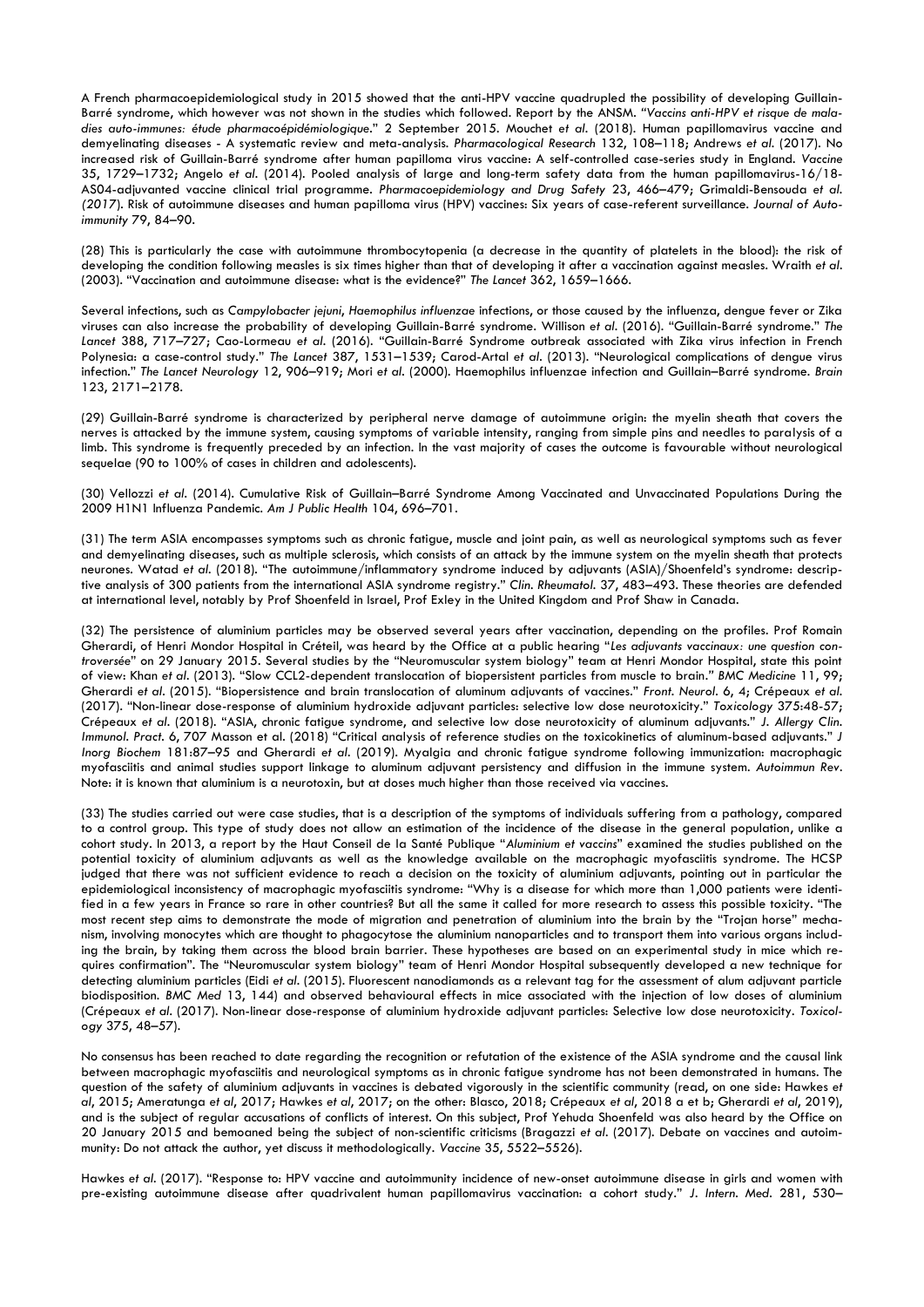A French pharmacoepidemiological study in 2015 showed that the anti-HPV vaccine quadrupled the possibility of developing Guillain-Barré syndrome, which however was not shown in the studies which followed. Report by the ANSM. "*Vaccins anti-HPV et risque de maladies auto-immunes: étude pharmacoépidémiologique*." 2 September 2015. Mouchet *et al.* (2018). Human papillomavirus vaccine and demyelinating diseases - A systematic review and meta-analysis. *Pharmacological Research* 132, 108–118; Andrews *et al.* (2017). No increased risk of Guillain-Barré syndrome after human papilloma virus vaccine: A self-controlled case-series study in England. *Vaccine* 35, 1729–1732; Angelo *et al.* (2014). Pooled analysis of large and long-term safety data from the human papillomavirus-16/18-AS04-adjuvanted vaccine clinical trial programme. *Pharmacoepidemiology and Drug Safety* 23, 466–479; Grimaldi-Bensouda *et al. (2017*). Risk of autoimmune diseases and human papilloma virus (HPV) vaccines: Six years of case-referent surveillance. *Journal of Autoimmunity* 79, 84–90.

(28) This is particularly the case with autoimmune thrombocytopenia (a decrease in the quantity of platelets in the blood): the risk of developing the condition following measles is six times higher than that of developing it after a vaccination against measles. Wraith *et al.* (2003). "Vaccination and autoimmune disease: what is the evidence?" *The Lancet* 362, 1659–1666.

Several infections, such as *Campylobacter jejuni*, *Haemophilus influenzae* infections, or those caused by the influenza, dengue fever or Zika viruses can also increase the probability of developing Guillain-Barré syndrome. Willison *et al.* (2016). "Guillain-Barré syndrome." *The Lancet* 388, 717–727; Cao-Lormeau *et al.* (2016). "Guillain-Barré Syndrome outbreak associated with Zika virus infection in French Polynesia: a case-control study." *The Lancet* 387, 1531–1539; Carod-Artal *et al.* (2013). "Neurological complications of dengue virus infection." *The Lancet Neurology* 12, 906–919; Mori *et al.* (2000). Haemophilus influenzae infection and Guillain–Barré syndrome. *Brain* 123, 2171–2178.

(29) Guillain-Barré syndrome is characterized by peripheral nerve damage of autoimmune origin: the myelin sheath that covers the nerves is attacked by the immune system, causing symptoms of variable intensity, ranging from simple pins and needles to paralysis of a limb. This syndrome is frequently preceded by an infection. In the vast majority of cases the outcome is favourable without neurological sequelae (90 to 100% of cases in children and adolescents).

(30) Vellozzi *et al.* (2014). Cumulative Risk of Guillain–Barré Syndrome Among Vaccinated and Unvaccinated Populations During the 2009 H1N1 Influenza Pandemic. *Am J Public Health* 104, 696–701.

(31) The term ASIA encompasses symptoms such as chronic fatigue, muscle and joint pain, as well as neurological symptoms such as fever and demyelinating diseases, such as multiple sclerosis, which consists of an attack by the immune system on the myelin sheath that protects neurones. Watad *et al.* (2018). "The autoimmune/inflammatory syndrome induced by adjuvants (ASIA)/Shoenfeld's syndrome: descriptive analysis of 300 patients from the international ASIA syndrome registry." *Clin. Rheumatol.* 37, 483–493. These theories are defended at international level, notably by Prof Shoenfeld in Israel, Prof Exley in the United Kingdom and Prof Shaw in Canada.

(32) The persistence of aluminium particles may be observed several years after vaccination, depending on the profiles. Prof Romain Gherardi, of Henri Mondor Hospital in Créteil, was heard by the Office at a public hearing "*Les adjuvants vaccinaux: une question controversée*" on 29 January 2015. Several studies by the "Neuromuscular system biology" team at Henri Mondor Hospital, state this point of view: Khan *et al.* (2013). "Slow CCL2-dependent translocation of biopersistent particles from muscle to brain." *BMC Medicine* 11, 99; Gherardi *et al.* (2015). "Biopersistence and brain translocation of aluminum adjuvants of vaccines." *Front. Neurol.* 6, 4; Crépeaux *et al.* (2017). "Non-linear dose-response of aluminium hydroxide adjuvant particles: selective low dose neurotoxicity." *Toxicology* 375:48-57; Crépeaux *et al.* (2018). "ASIA, chronic fatigue syndrome, and selective low dose neurotoxicity of aluminum adjuvants." *J. Allergy Clin. Immunol. Pract.* 6, 707 Masson et al. (2018) "Critical analysis of reference studies on the toxicokinetics of aluminum-based adjuvants." *J Inorg Biochem* 181:87–95 and Gherardi *et al.* (2019). Myalgia and chronic fatigue syndrome following immunization: macrophagic myofasciitis and animal studies support linkage to aluminum adjuvant persistency and diffusion in the immune system. *Autoimmun Rev.* Note: it is known that aluminium is a neurotoxin, but at doses much higher than those received via vaccines.

(33) The studies carried out were case studies, that is a description of the symptoms of individuals suffering from a pathology, compared to a control group. This type of study does not allow an estimation of the incidence of the disease in the general population, unlike a cohort study. In 2013, a report by the Haut Conseil de la Santé Publique "*Aluminium et vaccins*" examined the studies published on the potential toxicity of aluminium adjuvants as well as the knowledge available on the macrophagic myofasciitis syndrome. The HCSP judged that there was not sufficient evidence to reach a decision on the toxicity of aluminium adjuvants, pointing out in particular the epidemiological inconsistency of macrophagic myofasciitis syndrome: "Why is a disease for which more than 1,000 patients were identified in a few years in France so rare in other countries? But all the same it called for more research to assess this possible toxicity. "The most recent step aims to demonstrate the mode of migration and penetration of aluminium into the brain by the "Trojan horse" mechanism, involving monocytes which are thought to phagocytose the aluminium nanoparticles and to transport them into various organs including the brain, by taking them across the blood brain barrier. These hypotheses are based on an experimental study in mice which requires confirmation". The "Neuromuscular system biology" team of Henri Mondor Hospital subsequently developed a new technique for detecting aluminium particles (Eidi *et al.* (2015). Fluorescent nanodiamonds as a relevant tag for the assessment of alum adjuvant particle biodisposition. *BMC Med* 13, 144) and observed behavioural effects in mice associated with the injection of low doses of aluminium (Crépeaux *et al.* (2017). Non-linear dose-response of aluminium hydroxide adjuvant particles: Selective low dose neurotoxicity. *Toxicology* 375, 48–57).

No consensus has been reached to date regarding the recognition or refutation of the existence of the ASIA syndrome and the causal link between macrophagic myofasciitis and neurological symptoms as in chronic fatigue syndrome has not been demonstrated in humans. The question of the safety of aluminium adjuvants in vaccines is debated vigorously in the scientific community (read, on one side: Hawkes *et al*, 2015; Ameratunga *et al*, 2017; Hawkes *et al*, 2017; on the other: Blasco, 2018; Crépeaux *et al*, 2018 a et b; Gherardi *et al*, 2019), and is the subject of regular accusations of conflicts of interest. On this subject, Prof Yehuda Shoenfeld was also heard by the Office on 20 January 2015 and bemoaned being the subject of non-scientific criticisms (Bragazzi *et al.* (2017). Debate on vaccines and autoimmunity: Do not attack the author, yet discuss it methodologically. *Vaccine* 35, 5522–5526).

Hawkes *et al.* (2017). "Response to: HPV vaccine and autoimmunity incidence of new-onset autoimmune disease in girls and women with pre-existing autoimmune disease after quadrivalent human papillomavirus vaccination: a cohort study." *J. Intern. Med.* 281, 530–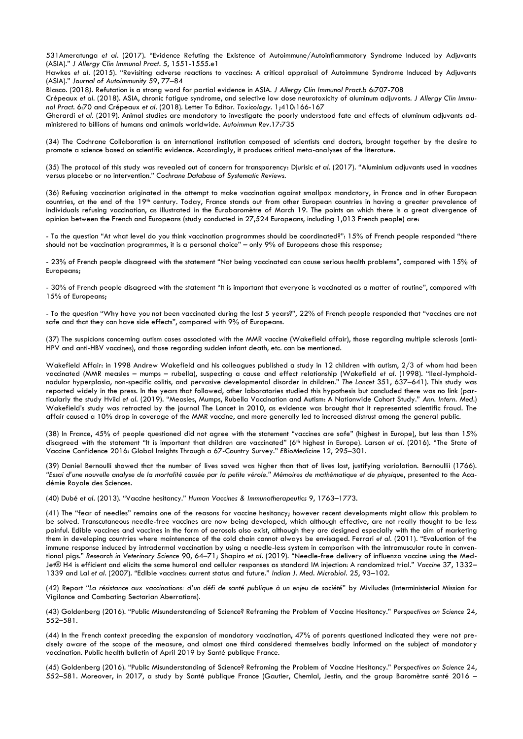531Ameratunga *et al*. (2017). "Evidence Refuting the Existence of Autoimmune/Autoinflammatory Syndrome Induced by Adjuvants (ASIA)." *J Allergy Clin Immunol Pract*. 5, 1551-1555.e1

Hawkes *et al*. (2015). "Revisiting adverse reactions to vaccines: A critical appraisal of Autoimmune Syndrome Induced by Adjuvants (ASIA)." *Journal of Autoimmunity* 59, 77–84

Blasco. (2018). Refutation is a strong word for partial evidence in ASIA. *J Allergy Clin Immunol Pract*.b 6:707-708

Crépeaux *et al*. (2018). ASIA, chronic fatigue syndrome, and selective low dose neurotoxicity of aluminum adjuvants. *J Allergy Clin Immunol Pract*. 6:70 and Crépeaux *et al*. (2018). Letter To Editor. *Toxicology*. 1;410:166-167

Gherardi *et al*. (2019). Animal studies are mandatory to investigate the poorly understood fate and effects of aluminum adjuvants administered to billions of humans and animals worldwide. *Autoimmun Rev*.17:735

(34) The Cochrane Collaboration is an international institution composed of scientists and doctors, brought together by the desire to promote a science based on scientific evidence. Accordingly, it produces critical meta-analyses of the literature.

(35) The protocol of this study was revealed out of concern for transparency: Djurisic *et al*. (2017). "Aluminium adjuvants used in vaccines versus placebo or no intervention." *Cochrane Database of Systematic Reviews*.

(36) Refusing vaccination originated in the attempt to make vaccination against smallpox mandatory, in France and in other European countries, at the end of the 19th century. Today, France stands out from other European countries in having a greater prevalence of individuals refusing vaccination, as illustrated in the Eurobaromètre of March 19. The points on which there is a great divergence of opinion between the French and Europeans (study conducted in 27,524 Europeans, including 1,013 French people) are:

- To the question "At what level do you think vaccination programmes should be coordinated?": 15% of French people responded "there should not be vaccination programmes, it is a personal choice" – only 9% of Europeans chose this response;

- 23% of French people disagreed with the statement "Not being vaccinated can cause serious health problems", compared with 15% of Europeans;

- 30% of French people disagreed with the statement "It is important that everyone is vaccinated as a matter of routine", compared with 15% of Europeans;

- To the question "Why have you not been vaccinated during the last 5 years?", 22% of French people responded that "vaccines are not safe and that they can have side effects", compared with 9% of Europeans.

(37) The suspicions concerning autism cases associated with the MMR vaccine (Wakefield affair), those regarding multiple sclerosis (anti-HPV and anti-HBV vaccines), and those regarding sudden infant death, etc. can be mentioned.

Wakefield Affair: in 1998 Andrew Wakefield and his colleagues published a study in 12 children with autism, 2/3 of whom had been vaccinated (MMR measles – mumps – rubella), suspecting a cause and effect relationship (Wakefield *et al*. (1998). "Ileal-lymphoid-nodular hyperplasia, non-specific colitis, and pervasive developmental disorder in children." *The Lancet* 351, 637–641). This study was reported widely in the press. In the years that followed, other laboratories studied this hypothesis but concluded there was no link (particularly the study Hviid *et al*. (2019). "Measles, Mumps, Rubella Vaccination and Autism: A Nationwide Cohort Study." *Ann. Intern. Med*.) Wakefield's study was retracted by the journal The Lancet in 2010, as evidence was brought that it represented scientific fraud. The affair caused a 10% drop in coverage of the MMR vaccine, and more generally led to increased distrust among the general public.

(38) In France, 45% of people questioned did not agree with the statement "vaccines are safe" (highest in Europe), but less than 15% disagreed with the statement "It is important that children are vaccinated" (6th highest in Europe). Larson *et al*. (2016). "The State of Vaccine Confidence 2016: Global Insights Through a 67-Country Survey." *EBioMedicine* 12, 295–301.

(39) Daniel Bernoulli showed that the number of lives saved was higher than that of lives lost, justifying variolation. Bernoullii (1766). *"Essai d'une nouvelle analyse de la mortalité causée par la petite vérole." Mémoires de mathématique et de physique*, presented to the Académie Royale des Sciences.

(40) Dubé *et al*. (2013). "Vaccine hesitancy." *Human Vaccines & Immunotherapeutics* 9, 1763–1773.

(41) The "fear of needles" remains one of the reasons for vaccine hesitancy; however recent developments might allow this problem to be solved. Transcutaneous needle-free vaccines are now being developed, which although effective, are not really thought to be less painful. Edible vaccines and vaccines in the form of aerosols also exist, although they are designed especially with the aim of marketing them in developing countries where maintenance of the cold chain cannot always be envisaged. Ferrari *et al*. (2011). "Evaluation of the immune response induced by intradermal vaccination by using a needle-less system in comparison with the intramuscular route in conventional pigs." *Research in Veterinary Science* 90, 64–71; Shapiro *et al*. (2019). "Needle-free delivery of influenza vaccine using the Med-Jet® H4 is efficient and elicits the same humoral and cellular responses as standard IM injection: A randomized trial." *Vaccine* 37, 1332–1339 and Lal *et al*. (2007). "Edible vaccines: current status and future." *Indian J. Med. Microbiol*. 25, 93–102.

(42) Report "*La résistance aux vaccinations: d'un défi de santé publique à un enjeu de société*" by Miviludes (Interministerial Mission for Vigilance and Combating Sectarian Aberrations).

(43) Goldenberg (2016). "Public Misunderstanding of Science? Reframing the Problem of Vaccine Hesitancy." *Perspectives on Science* 24, 552–581.

(44) In the French context preceding the expansion of mandatory vaccination, 47% of parents questioned indicated they were not precisely aware of the scope of the measure, and almost one third considered themselves badly informed on the subject of mandatory vaccination. Public health bulletin of April 2019 by Santé publique France.

(45) Goldenberg (2016). "Public Misunderstanding of Science? Reframing the Problem of Vaccine Hesitancy." *Perspectives on Science* 24, 552–581. Moreover, in 2017, a study by Santé publique France (Gautier, Chemlal, Jestin, and the group Baromètre santé 2016 –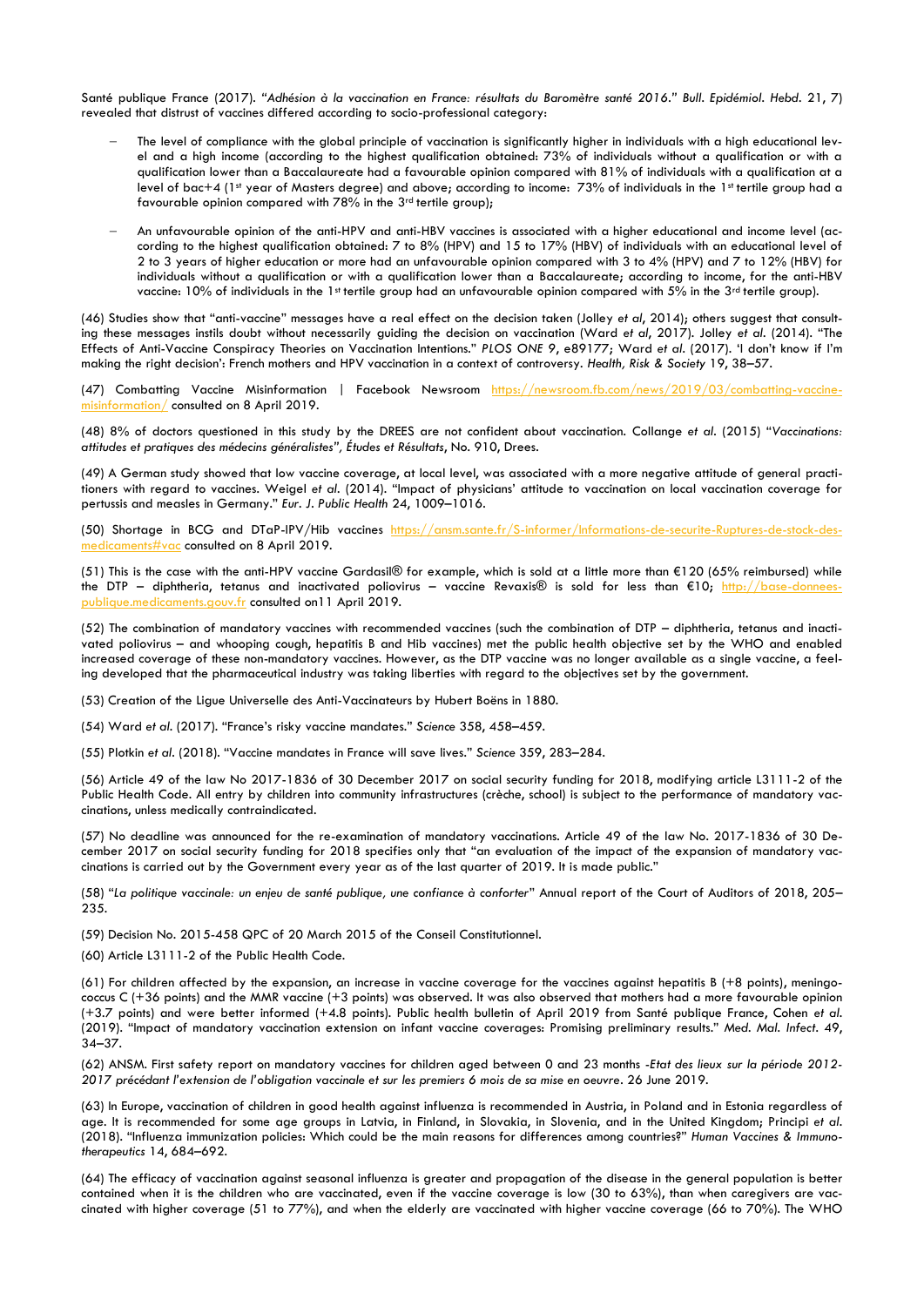Santé publique France (2017). "*Adhésion à la vaccination en France: résultats du Baromètre santé 2016.*" *Bull. Epidémiol. Hebd.* 21, 7) revealed that distrust of vaccines differed according to socio-professional category:

- The level of compliance with the global principle of vaccination is significantly higher in individuals with a high educational level and a high income (according to the highest qualification obtained: 73% of individuals without a qualification or with a qualification lower than a Baccalaureate had a favourable opinion compared with 81% of individuals with a qualification at a level of bac+4 (1st year of Masters degree) and above; according to income: 73% of individuals in the 1st tertile group had a favourable opinion compared with 78% in the 3rd tertile group);

- An unfavourable opinion of the anti-HPV and anti-HBV vaccines is associated with a higher educational and income level (according to the highest qualification obtained: 7 to 8% (HPV) and 15 to 17% (HBV) of individuals with an educational level of 2 to 3 years of higher education or more had an unfavourable opinion compared with 3 to 4% (HPV) and 7 to 12% (HBV) for individuals without a qualification or with a qualification lower than a Baccalaureate; according to income, for the anti-HBV vaccine: 10% of individuals in the 1st tertile group had an unfavourable opinion compared with 5% in the 3rd tertile group).

(46) Studies show that "anti-vaccine" messages have a real effect on the decision taken (Jolley *et al*, 2014); others suggest that consulting these messages instils doubt without necessarily guiding the decision on vaccination (Ward *et al*, 2017). Jolley *et al*. (2014). "The Effects of Anti-Vaccine Conspiracy Theories on Vaccination Intentions." *PLOS ONE* 9, e89177; Ward *et al*. (2017). 'I don't know if I'm making the right decision': French mothers and HPV vaccination in a context of controversy. *Health, Risk & Society* 19, 38–57.

(47) Combatting Vaccine Misinformation | Facebook Newsroom https://newsroom.fb.com/news/2019/03/combatting-vaccine-misinformation/ consulted on 8 April 2019.

(48) 8% of doctors questioned in this study by the DREES are not confident about vaccination. Collange *et al*. (2015) "*Vaccinations: attitudes et pratiques des médecins généralistes*", *Études et Résultats*, No. 910, Drees.

(49) A German study showed that low vaccine coverage, at local level, was associated with a more negative attitude of general practitioners with regard to vaccines. Weigel *et al*. (2014). "Impact of physicians' attitude to vaccination on local vaccination coverage for pertussis and measles in Germany." *Eur. J. Public Health* 24, 1009–1016.

(50) Shortage in BCG and DTaP-IPV/Hib vaccines https://ansm.sante.fr/S-informer/Informations-de-securite-Ruptures-de-stock-des-medicaments#vac consulted on 8 April 2019.

(51) This is the case with the anti-HPV vaccine Gardasil® for example, which is sold at a little more than €120 (65% reimbursed) while the DTP – diphtheria, tetanus and inactivated poliovirus – vaccine Revaxis® is sold for less than €10; http://base-donnees-publique.medicaments.gouv.fr consulted on11 April 2019.

(52) The combination of mandatory vaccines with recommended vaccines (such the combination of DTP – diphtheria, tetanus and inactivated poliovirus – and whooping cough, hepatitis B and Hib vaccines) met the public health objective set by the WHO and enabled increased coverage of these non-mandatory vaccines. However, as the DTP vaccine was no longer available as a single vaccine, a feeling developed that the pharmaceutical industry was taking liberties with regard to the objectives set by the government.

(53) Creation of the Ligue Universelle des Anti-Vaccinateurs by Hubert Boëns in 1880.

(54) Ward *et al*. (2017). "France's risky vaccine mandates." *Science* 358, 458–459.

(55) Plotkin *et al*. (2018). "Vaccine mandates in France will save lives." *Science* 359, 283–284.

(56) Article 49 of the law No 2017-1836 of 30 December 2017 on social security funding for 2018, modifying article L3111-2 of the Public Health Code. All entry by children into community infrastructures (crèche, school) is subject to the performance of mandatory vaccinations, unless medically contraindicated.

(57) No deadline was announced for the re-examination of mandatory vaccinations. Article 49 of the law No. 2017-1836 of 30 December 2017 on social security funding for 2018 specifies only that "an evaluation of the impact of the expansion of mandatory vaccinations is carried out by the Government every year as of the last quarter of 2019. It is made public."

(58) "*La politique vaccinale: un enjeu de santé publique, une confiance à conforter*" Annual report of the Court of Auditors of 2018, 205–235.

(59) Decision No. 2015-458 QPC of 20 March 2015 of the Conseil Constitutionnel.

(60) Article L3111-2 of the Public Health Code.

(61) For children affected by the expansion, an increase in vaccine coverage for the vaccines against hepatitis B (+8 points), meningococcus C (+36 points) and the MMR vaccine (+3 points) was observed. It was also observed that mothers had a more favourable opinion (+3.7 points) and were better informed (+4.8 points). Public health bulletin of April 2019 from Santé publique France, Cohen *et al*. (2019). "Impact of mandatory vaccination extension on infant vaccine coverages: Promising preliminary results." *Med. Mal. Infect.* 49, 34–37.

(62) ANSM. First safety report on mandatory vaccines for children aged between 0 and 23 months -*Etat des lieux sur la période 2012-2017 précédant l'extension de l'obligation vaccinale et sur les premiers 6 mois de sa mise en oeuvre*. 26 June 2019.

(63) In Europe, vaccination of children in good health against influenza is recommended in Austria, in Poland and in Estonia regardless of age. It is recommended for some age groups in Latvia, in Finland, in Slovakia, in Slovenia, and in the United Kingdom; Principi *et al*. (2018). "Influenza immunization policies: Which could be the main reasons for differences among countries?" *Human Vaccines & Immunotherapeutics* 14, 684–692.

(64) The efficacy of vaccination against seasonal influenza is greater and propagation of the disease in the general population is better contained when it is the children who are vaccinated, even if the vaccine coverage is low (30 to 63%), than when caregivers are vaccinated with higher coverage (51 to 77%), and when the elderly are vaccinated with higher vaccine coverage (66 to 70%). The WHO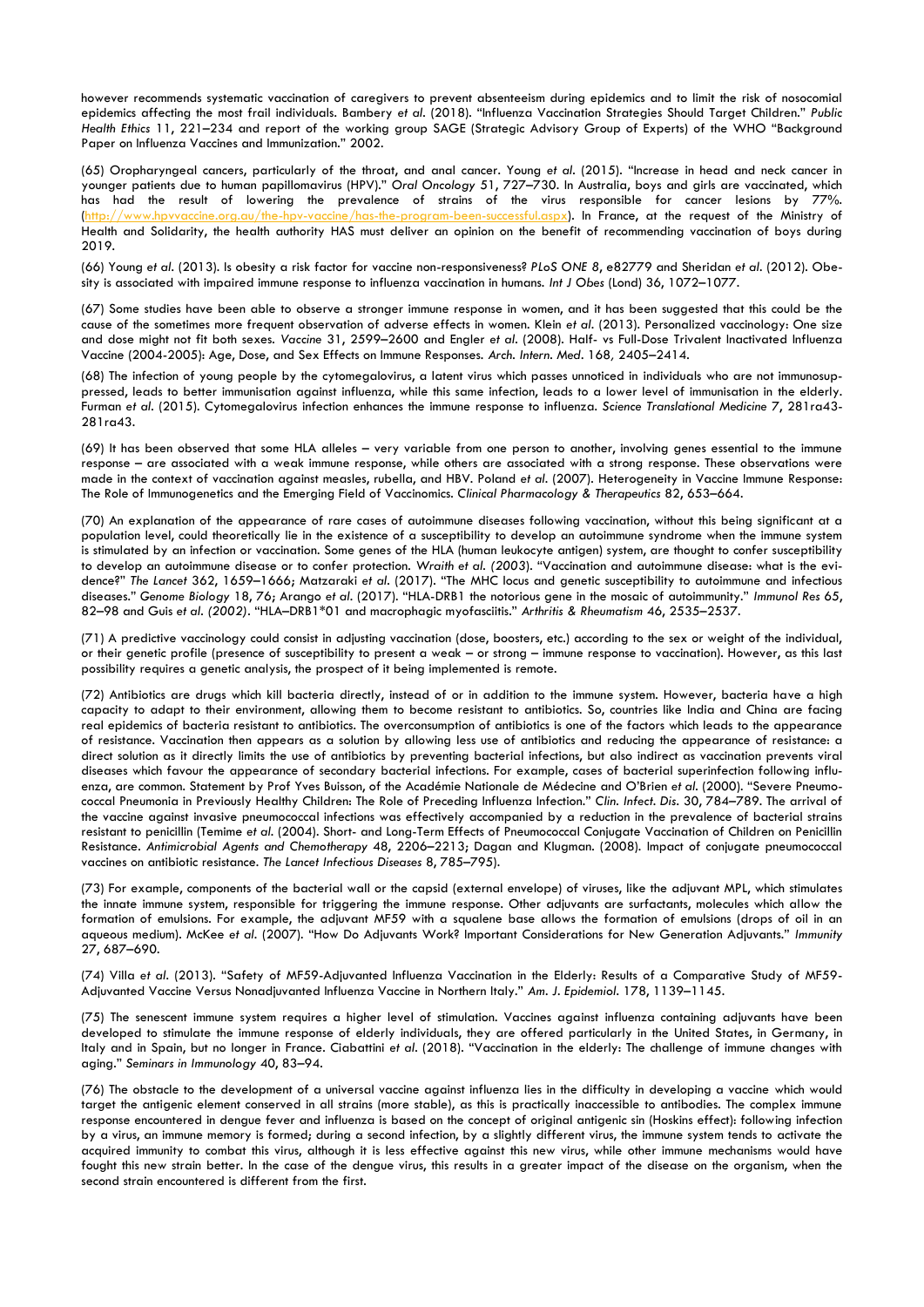however recommends systematic vaccination of caregivers to prevent absenteeism during epidemics and to limit the risk of nosocomial epidemics affecting the most frail individuals. Bambery *et al*. (2018). "Influenza Vaccination Strategies Should Target Children." *Public Health Ethics* 11, 221–234 and report of the working group SAGE (Strategic Advisory Group of Experts) of the WHO "Background Paper on Influenza Vaccines and Immunization." 2002.

(65) Oropharyngeal cancers, particularly of the throat, and anal cancer. Young *et al*. (2015). "Increase in head and neck cancer in younger patients due to human papillomavirus (HPV)." *Oral Oncology* 51, 727–730. In Australia, boys and girls are vaccinated, which has had the result of lowering the prevalence of strains of the virus responsible for cancer lesions by 77%. (http://www.hpvvaccine.org.au/the-hpv-vaccine/has-the-program-been-successful.aspx). In France, at the request of the Ministry of Health and Solidarity, the health authority HAS must deliver an opinion on the benefit of recommending vaccination of boys during 2019.

(66) Young *et al*. (2013). Is obesity a risk factor for vaccine non-responsiveness? *PLoS ONE* 8, e82779 and Sheridan *et al*. (2012). Obesity is associated with impaired immune response to influenza vaccination in humans. *Int J Obes* (Lond) 36, 1072–1077.

(67) Some studies have been able to observe a stronger immune response in women, and it has been suggested that this could be the cause of the sometimes more frequent observation of adverse effects in women. Klein *et al*. (2013). Personalized vaccinology: One size and dose might not fit both sexes. *Vaccine* 31, 2599–2600 and Engler *et al*. (2008). Half- vs Full-Dose Trivalent Inactivated Influenza Vaccine (2004-2005): Age, Dose, and Sex Effects on Immune Responses. *Arch. Intern. Med*. 168, 2405–2414.

(68) The infection of young people by the cytomegalovirus, a latent virus which passes unnoticed in individuals who are not immunosuppressed, leads to better immunisation against influenza, while this same infection, leads to a lower level of immunisation in the elderly. Furman *et al*. (2015). Cytomegalovirus infection enhances the immune response to influenza. *Science Translational Medicine* 7, 281ra43-281ra43.

(69) It has been observed that some HLA alleles – very variable from one person to another, involving genes essential to the immune response – are associated with a weak immune response, while others are associated with a strong response. These observations were made in the context of vaccination against measles, rubella, and HBV. Poland *et al*. (2007). Heterogeneity in Vaccine Immune Response: The Role of Immunogenetics and the Emerging Field of Vaccinomics. *Clinical Pharmacology & Therapeutics* 82, 653–664.

(70) An explanation of the appearance of rare cases of autoimmune diseases following vaccination, without this being significant at a population level, could theoretically lie in the existence of a susceptibility to develop an autoimmune syndrome when the immune system is stimulated by an infection or vaccination. Some genes of the HLA (human leukocyte antigen) system, are thought to confer susceptibility to develop an autoimmune disease or to confer protection. *Wraith et al. (2003*). "Vaccination and autoimmune disease: what is the evidence?" *The Lancet* 362, 1659–1666; Matzaraki *et al*. (2017). "The MHC locus and genetic susceptibility to autoimmune and infectious diseases." *Genome Biology* 18, 76; Arango *et al*. (2017). "HLA-DRB1 the notorious gene in the mosaic of autoimmunity." *Immunol Res* 65, 82–98 and Guis *et al. (2002)*. "HLA–DRB1*01 and macrophagic myofasciitis." *Arthritis & Rheumatism* 46, 2535–2537.

(71) A predictive vaccinology could consist in adjusting vaccination (dose, boosters, etc.) according to the sex or weight of the individual, or their genetic profile (presence of susceptibility to present a weak – or strong – immune response to vaccination). However, as this last possibility requires a genetic analysis, the prospect of it being implemented is remote.

(72) Antibiotics are drugs which kill bacteria directly, instead of or in addition to the immune system. However, bacteria have a high capacity to adapt to their environment, allowing them to become resistant to antibiotics. So, countries like India and China are facing real epidemics of bacteria resistant to antibiotics. The overconsumption of antibiotics is one of the factors which leads to the appearance of resistance. Vaccination then appears as a solution by allowing less use of antibiotics and reducing the appearance of resistance: a direct solution as it directly limits the use of antibiotics by preventing bacterial infections, but also indirect as vaccination prevents viral diseases which favour the appearance of secondary bacterial infections. For example, cases of bacterial superinfection following influenza, are common. Statement by Prof Yves Buisson, of the Académie Nationale de Médecine and O'Brien *et al*. (2000). "Severe Pneumococcal Pneumonia in Previously Healthy Children: The Role of Preceding Influenza Infection." *Clin. Infect. Dis*. 30, 784–789. The arrival of the vaccine against invasive pneumococcal infections was effectively accompanied by a reduction in the prevalence of bacterial strains resistant to penicillin (Temime *et al*. (2004). Short- and Long-Term Effects of Pneumococcal Conjugate Vaccination of Children on Penicillin Resistance. *Antimicrobial Agents and Chemotherapy* 48, 2206–2213; Dagan and Klugman. (2008). Impact of conjugate pneumococcal vaccines on antibiotic resistance. *The Lancet Infectious Diseases* 8, 785–795).

(73) For example, components of the bacterial wall or the capsid (external envelope) of viruses, like the adjuvant MPL, which stimulates the innate immune system, responsible for triggering the immune response. Other adjuvants are surfactants, molecules which allow the formation of emulsions. For example, the adjuvant MF59 with a squalene base allows the formation of emulsions (drops of oil in an aqueous medium). McKee *et al*. (2007). "How Do Adjuvants Work? Important Considerations for New Generation Adjuvants." *Immunity* 27, 687–690.

(74) Villa *et al*. (2013). "Safety of MF59-Adjuvanted Influenza Vaccination in the Elderly: Results of a Comparative Study of MF59-Adjuvanted Vaccine Versus Nonadjuvanted Influenza Vaccine in Northern Italy." *Am. J. Epidemiol*. 178, 1139–1145.

(75) The senescent immune system requires a higher level of stimulation. Vaccines against influenza containing adjuvants have been developed to stimulate the immune response of elderly individuals, they are offered particularly in the United States, in Germany, in Italy and in Spain, but no longer in France. Ciabattini *et al*. (2018). "Vaccination in the elderly: The challenge of immune changes with aging." *Seminars in Immunology* 40, 83–94.

(76) The obstacle to the development of a universal vaccine against influenza lies in the difficulty in developing a vaccine which would target the antigenic element conserved in all strains (more stable), as this is practically inaccessible to antibodies. The complex immune response encountered in dengue fever and influenza is based on the concept of original antigenic sin (Hoskins effect): following infection by a virus, an immune memory is formed; during a second infection, by a slightly different virus, the immune system tends to activate the acquired immunity to combat this virus, although it is less effective against this new virus, while other immune mechanisms would have fought this new strain better. In the case of the dengue virus, this results in a greater impact of the disease on the organism, when the second strain encountered is different from the first.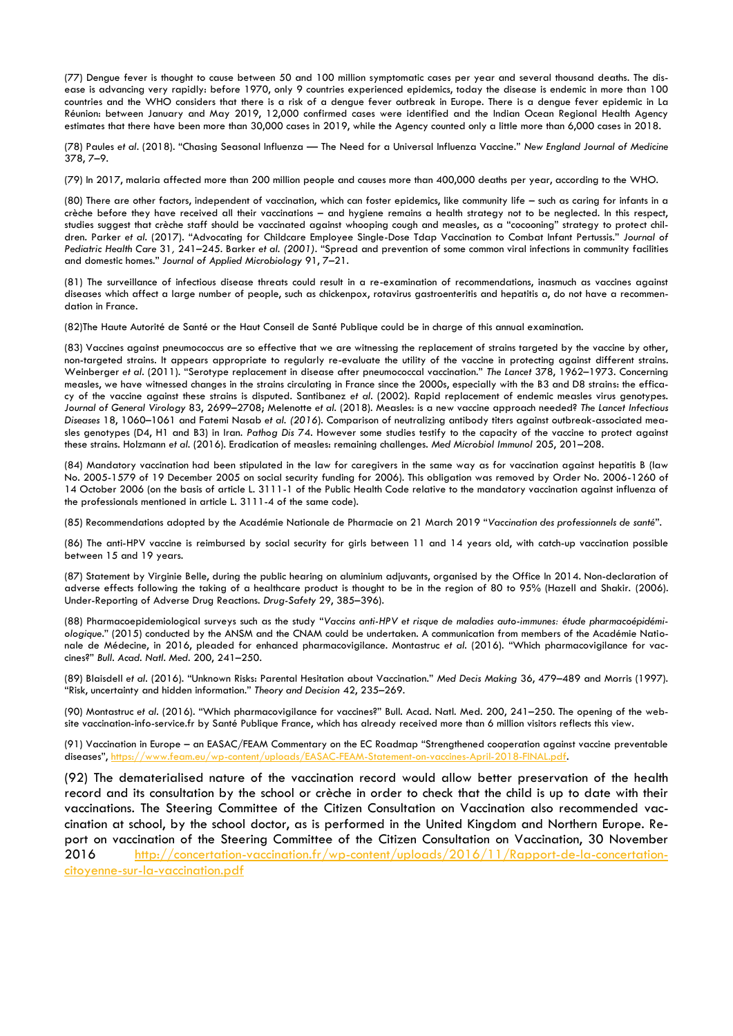(77) Dengue fever is thought to cause between 50 and 100 million symptomatic cases per year and several thousand deaths. The disease is advancing very rapidly: before 1970, only 9 countries experienced epidemics, today the disease is endemic in more than 100 countries and the WHO considers that there is a risk of a dengue fever outbreak in Europe. There is a dengue fever epidemic in La Réunion: between January and May 2019, 12,000 confirmed cases were identified and the Indian Ocean Regional Health Agency estimates that there have been more than 30,000 cases in 2019, while the Agency counted only a little more than 6,000 cases in 2018.

(78) Paules *et al*. (2018). "Chasing Seasonal Influenza — The Need for a Universal Influenza Vaccine." *New England Journal of Medicine* 378, 7–9.

(79) In 2017, malaria affected more than 200 million people and causes more than 400,000 deaths per year, according to the WHO.

(80) There are other factors, independent of vaccination, which can foster epidemics, like community life – such as caring for infants in a crèche before they have received all their vaccinations – and hygiene remains a health strategy not to be neglected. In this respect, studies suggest that crèche staff should be vaccinated against whooping cough and measles, as a "cocooning" strategy to protect children. Parker *et al.* (2017). "Advocating for Childcare Employee Single-Dose Tdap Vaccination to Combat Infant Pertussis." *Journal of Pediatric Health Care* 31, 241–245. Barker *et al. (2001)*. "Spread and prevention of some common viral infections in community facilities and domestic homes." *Journal of Applied Microbiology* 91, 7–21.

(81) The surveillance of infectious disease threats could result in a re-examination of recommendations, inasmuch as vaccines against diseases which affect a large number of people, such as chickenpox, rotavirus gastroenteritis and hepatitis a, do not have a recommendation in France.

(82)The Haute Autorité de Santé or the Haut Conseil de Santé Publique could be in charge of this annual examination.

(83) Vaccines against pneumococcus are so effective that we are witnessing the replacement of strains targeted by the vaccine by other, non-targeted strains. It appears appropriate to regularly re-evaluate the utility of the vaccine in protecting against different strains. Weinberger *et al*. (2011). "Serotype replacement in disease after pneumococcal vaccination." *The Lancet* 378, 1962–1973. Concerning measles, we have witnessed changes in the strains circulating in France since the 2000s, especially with the B3 and D8 strains: the efficacy of the vaccine against these strains is disputed. Santibanez *et al*. (2002). Rapid replacement of endemic measles virus genotypes. *Journal of General Virology* 83, 2699–2708; Melenotte *et al*. (2018). Measles: is a new vaccine approach needed? *The Lancet Infectious Diseases* 18, 1060–1061 and Fatemi Nasab *et al. (2016*). Comparison of neutralizing antibody titers against outbreak-associated measles genotypes (D4, H1 and B3) in Iran. *Pathog Dis* 74. However some studies testify to the capacity of the vaccine to protect against these strains. Holzmann *et al*. (2016). Eradication of measles: remaining challenges. *Med Microbiol Immunol* 205, 201–208.

(84) Mandatory vaccination had been stipulated in the law for caregivers in the same way as for vaccination against hepatitis B (law No. 2005-1579 of 19 December 2005 on social security funding for 2006). This obligation was removed by Order No. 2006-1260 of 14 October 2006 (on the basis of article L. 3111-1 of the Public Health Code relative to the mandatory vaccination against influenza of the professionals mentioned in article L. 3111-4 of the same code).

(85) Recommendations adopted by the Académie Nationale de Pharmacie on 21 March 2019 "*Vaccination des professionnels de santé*".

(86) The anti-HPV vaccine is reimbursed by social security for girls between 11 and 14 years old, with catch-up vaccination possible between 15 and 19 years.

(87) Statement by Virginie Belle, during the public hearing on aluminium adjuvants, organised by the Office In 2014. Non-declaration of adverse effects following the taking of a healthcare product is thought to be in the region of 80 to 95% (Hazell and Shakir. (2006). Under-Reporting of Adverse Drug Reactions. *Drug-Safety* 29, 385–396).

(88) Pharmacoepidemiological surveys such as the study "*Vaccins anti-HPV et risque de maladies auto-immunes: étude pharmacoépidémiologique*." (2015) conducted by the ANSM and the CNAM could be undertaken. A communication from members of the Académie Nationale de Médecine, in 2016, pleaded for enhanced pharmacovigilance. Montastruc *et al*. (2016). "Which pharmacovigilance for vaccines?" *Bull. Acad. Natl. Med*. 200, 241–250.

(89) Blaisdell *et al*. (2016). "Unknown Risks: Parental Hesitation about Vaccination." *Med Decis Making* 36, 479–489 and Morris (1997). "Risk, uncertainty and hidden information." *Theory and Decision* 42, 235–269.

(90) Montastruc *et al*. (2016). "Which pharmacovigilance for vaccines?" Bull. Acad. Natl. Med. 200, 241–250. The opening of the website vaccination-info-service.fr by Santé Publique France, which has already received more than 6 million visitors reflects this view.

(91) Vaccination in Europe – an EASAC/FEAM Commentary on the EC Roadmap "Strengthened cooperation against vaccine preventable diseases", https://www.feam.eu/wp-content/uploads/EASAC-FEAM-Statement-on-vaccines-April-2018-FINAL.pdf.

(92) The dematerialised nature of the vaccination record would allow better preservation of the health record and its consultation by the school or crèche in order to check that the child is up to date with their vaccinations. The Steering Committee of the Citizen Consultation on Vaccination also recommended vaccination at school, by the school doctor, as is performed in the United Kingdom and Northern Europe. Report on vaccination of the Steering Committee of the Citizen Consultation on Vaccination, 30 November 2016 http://concertation-vaccination.fr/wp-content/uploads/2016/11/Rapport-de-la-concertation-citoyenne-sur-la-vaccination.pdf